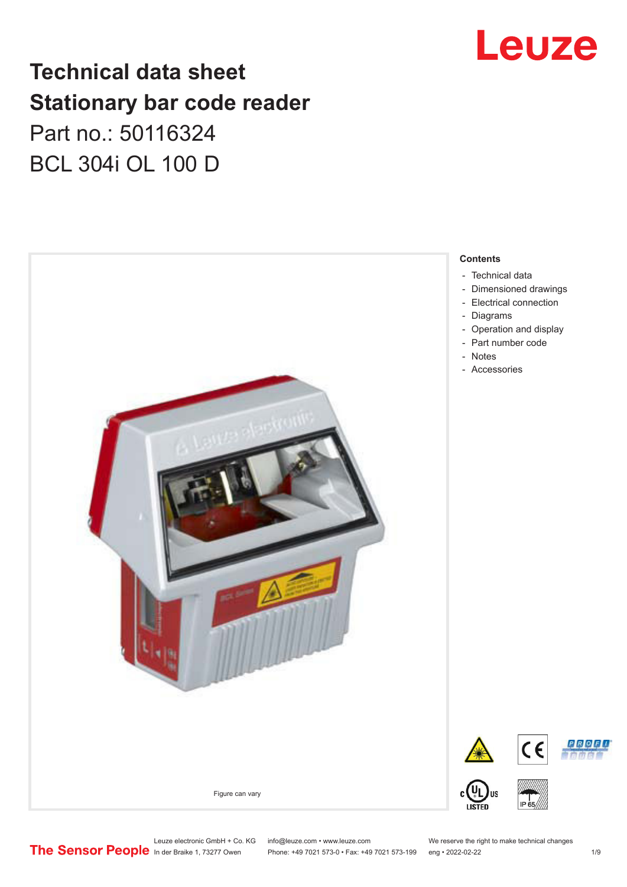# Technical data sheet
# Stationary bar code reader

Part no.: 50116324

BCL 304i OL 100 D

Figure can vary

**Contents**

- Technical data
- Dimensioned drawings
- Electrical connection
- Diagrams
- Operation and display
- Part number code
- Notes
- Accessories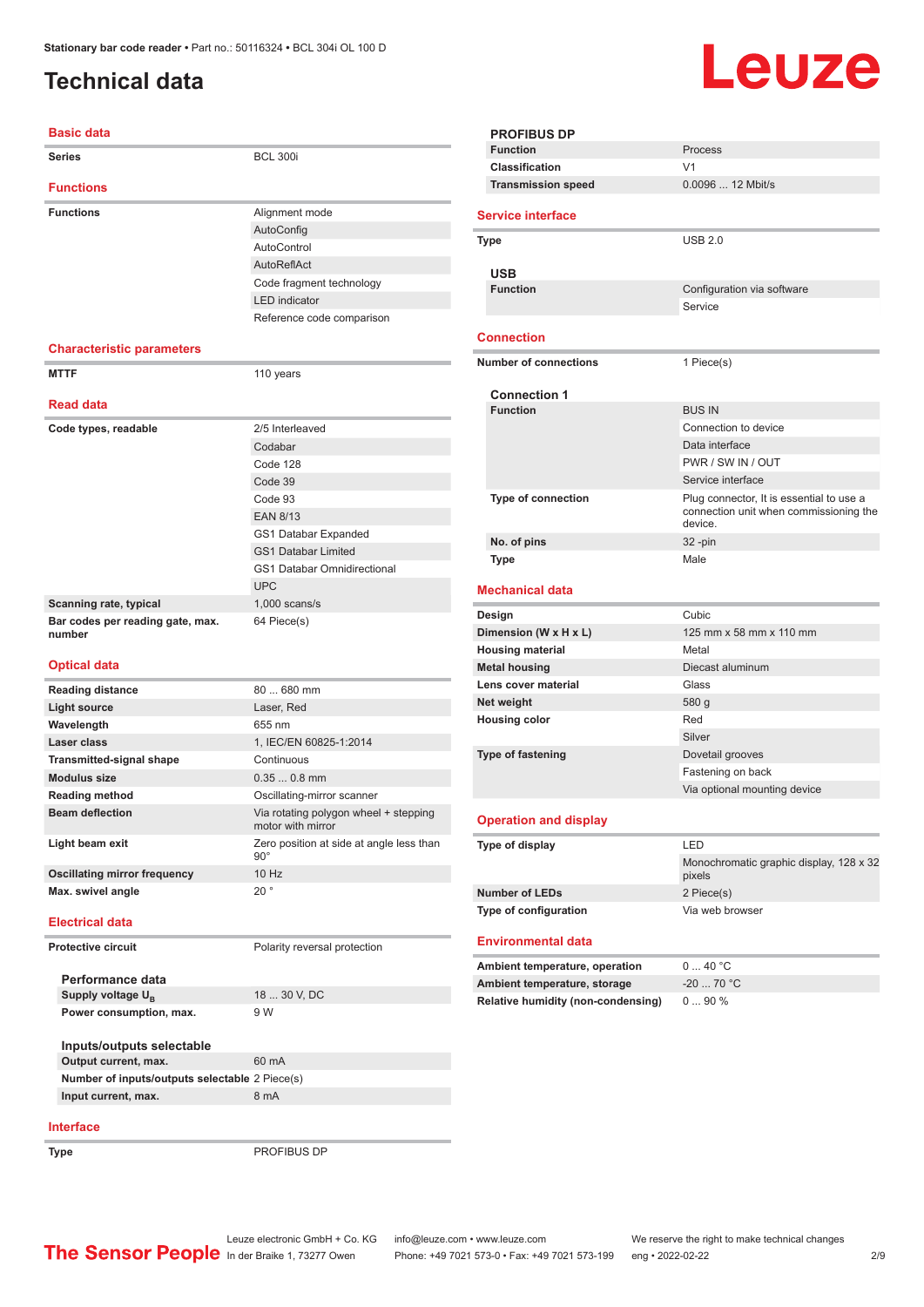# Technical data

## Basic data

| | |
|---|---|
| **Series** | BCL 300i |

## Functions

| | |
|---|---|
| **Functions** | Alignment mode |
| | AutoConfig |
| | AutoControl |
| | AutoReflAct |
| | Code fragment technology |
| | LED indicator |
| | Reference code comparison |

## Characteristic parameters

| | |
|---|---|
| **MTTF** | 110 years |

## Read data

| | |
|---|---|
| **Code types, readable** | 2/5 Interleaved |
| | Codabar |
| | Code 128 |
| | Code 39 |
| | Code 93 |
| | EAN 8/13 |
| | GS1 Databar Expanded |
| | GS1 Databar Limited |
| | GS1 Databar Omnidirectional |
| | UPC |
| **Scanning rate, typical** | 1,000 scans/s |
| **Bar codes per reading gate, max. number** | 64 Piece(s) |

## Optical data

| | |
|---|---|
| **Reading distance** | 80 ... 680 mm |
| **Light source** | Laser, Red |
| **Wavelength** | 655 nm |
| **Laser class** | 1, IEC/EN 60825-1:2014 |
| **Transmitted-signal shape** | Continuous |
| **Modulus size** | 0.35 ... 0.8 mm |
| **Reading method** | Oscillating-mirror scanner |
| **Beam deflection** | Via rotating polygon wheel + stepping motor with mirror |
| **Light beam exit** | Zero position at side at angle less than 90° |
| **Oscillating mirror frequency** | 10 Hz |
| **Max. swivel angle** | 20 ° |

## Electrical data

| | |
|---|---|
| **Protective circuit** | Polarity reversal protection |

### Performance data

| | |
|---|---|
| **Supply voltage $U_B$** | 18 ... 30 V, DC |
| **Power consumption, max.** | 9 W |

### Inputs/outputs selectable

| | |
|---|---|
| **Output current, max.** | 60 mA |
| **Number of inputs/outputs selectable** | 2 Piece(s) |
| **Input current, max.** | 8 mA |

## Interface

| | |
|---|---|
| **Type** | PROFIBUS DP |

### PROFIBUS DP

| | |
|---|---|
| **Function** | Process |
| **Classification** | V1 |
| **Transmission speed** | 0.0096 ... 12 Mbit/s |

## Service interface

| | |
|---|---|
| **Type** | USB 2.0 |

### USB

| | |
|---|---|
| **Function** | Configuration via software |
| | Service |

## Connection

| | |
|---|---|
| **Number of connections** | 1 Piece(s) |

### Connection 1

| | |
|---|---|
| **Function** | BUS IN |
| | Connection to device |
| | Data interface |
| | PWR / SW IN / OUT |
| | Service interface |
| **Type of connection** | Plug connector, It is essential to use a connection unit when commissioning the device. |
| **No. of pins** | 32 -pin |
| **Type** | Male |

## Mechanical data

| | |
|---|---|
| **Design** | Cubic |
| **Dimension (W x H x L)** | 125 mm x 58 mm x 110 mm |
| **Housing material** | Metal |
| **Metal housing** | Diecast aluminum |
| **Lens cover material** | Glass |
| **Net weight** | 580 g |
| **Housing color** | Red |
| | Silver |
| **Type of fastening** | Dovetail grooves |
| | Fastening on back |
| | Via optional mounting device |

## Operation and display

| | |
|---|---|
| **Type of display** | LED |
| | Monochromatic graphic display, 128 x 32 pixels |
| **Number of LEDs** | 2 Piece(s) |
| **Type of configuration** | Via web browser |

## Environmental data

| | |
|---|---|
| **Ambient temperature, operation** | 0 ... 40 °C |
| **Ambient temperature, storage** | -20 ... 70 °C |
| **Relative humidity (non-condensing)** | 0 ... 90 % |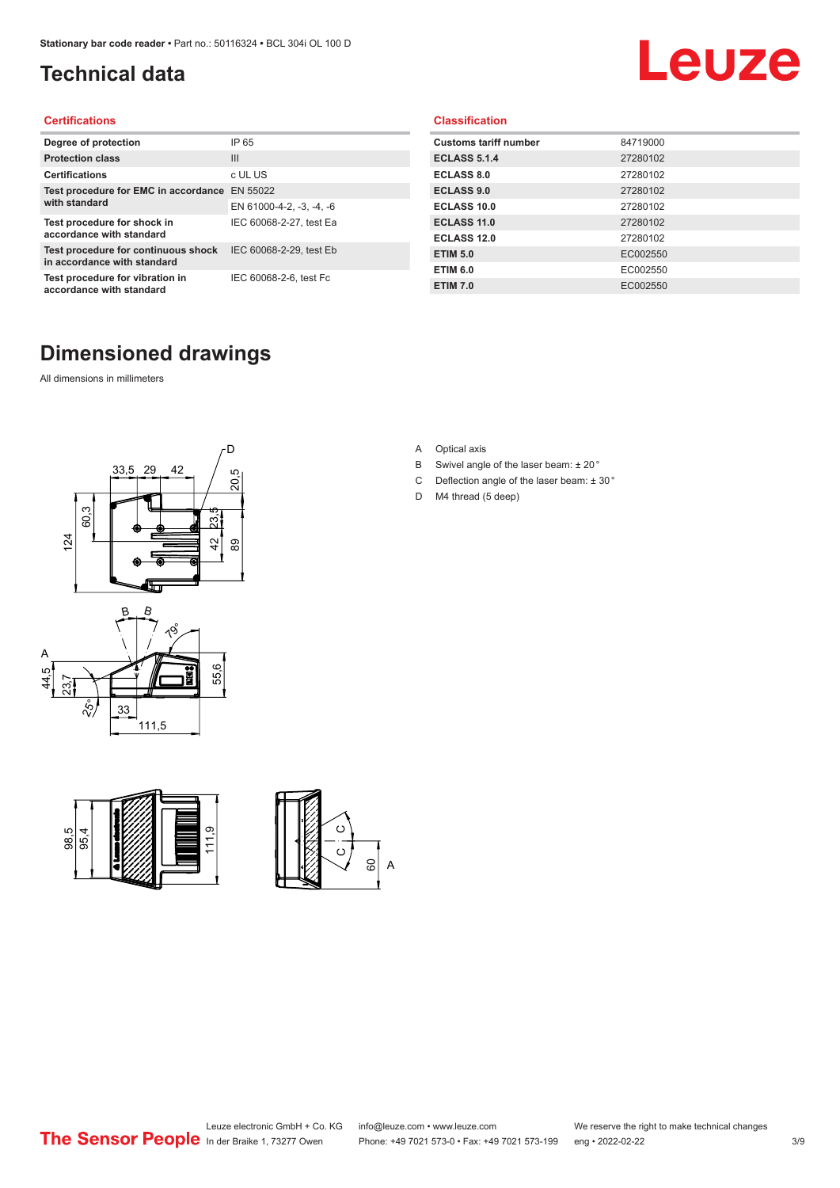# Technical data

## Certifications

| | |
|---|---|
| **Degree of protection** | IP 65 |
| **Protection class** | III |
| **Certifications** | c UL US |
| **Test procedure for EMC in accordance with standard** | EN 55022 |
| | EN 61000-4-2, -3, -4, -6 |
| **Test procedure for shock in accordance with standard** | IEC 60068-2-27, test Ea |
| **Test procedure for continuous shock in accordance with standard** | IEC 60068-2-29, test Eb |
| **Test procedure for vibration in accordance with standard** | IEC 60068-2-6, test Fc |

## Classification

| | |
|---|---|
| **Customs tariff number** | 84719000 |
| **ECLASS 5.1.4** | 27280102 |
| **ECLASS 8.0** | 27280102 |
| **ECLASS 9.0** | 27280102 |
| **ECLASS 10.0** | 27280102 |
| **ECLASS 11.0** | 27280102 |
| **ECLASS 12.0** | 27280102 |
| **ETIM 5.0** | EC002550 |
| **ETIM 6.0** | EC002550 |
| **ETIM 7.0** | EC002550 |

# Dimensioned drawings

All dimensions in millimeters

A Optical axis

B Swivel angle of the laser beam: ± 20 °

C Deflection angle of the laser beam: ± 30 °

D M4 thread (5 deep)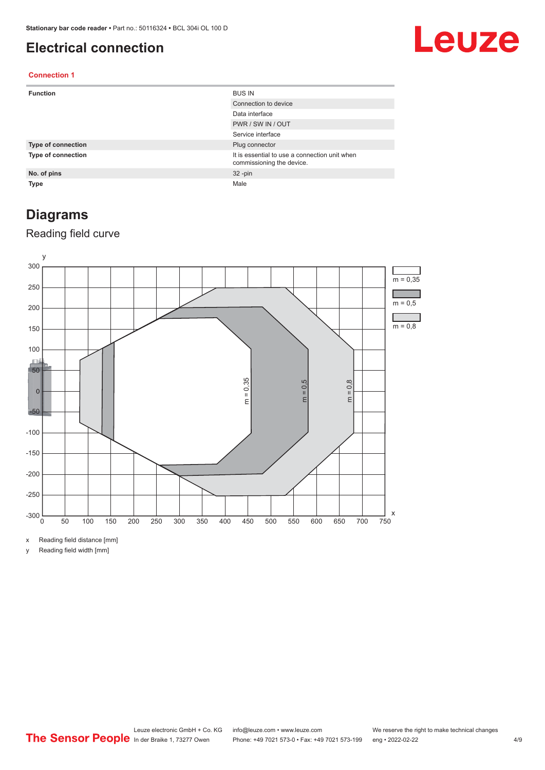# Electrical connection

### Connection 1

| | |
|---|---|
| **Function** | BUS IN |
| | Connection to device |
| | Data interface |
| | PWR / SW IN / OUT |
| | Service interface |
| **Type of connection** | Plug connector |
| **Type of connection** | It is essential to use a connection unit when commissioning the device. |
| **No. of pins** | 32 -pin |
| **Type** | Male |

## Diagrams

### Reading field curve

x Reading field distance [mm]

y Reading field width [mm]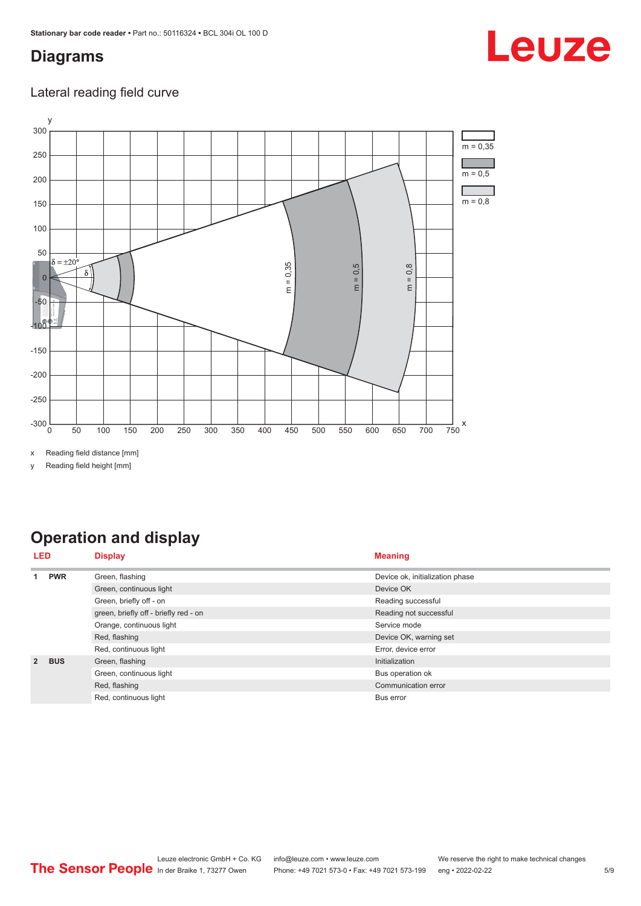## Diagrams

### Lateral reading field curve

x Reading field distance [mm]

y Reading field height [mm]

## Operation and display

| LED | | Display | Meaning |
|---|---|---|---|
| 1 | PWR | Green, flashing | Device ok, initialization phase |
| | | Green, continuous light | Device OK |
| | | Green, briefly off - on | Reading successful |
| | | green, briefly off - briefly red - on | Reading not successful |
| | | Orange, continuous light | Service mode |
| | | Red, flashing | Device OK, warning set |
| | | Red, continuous light | Error, device error |
| 2 | BUS | Green, flashing | Initialization |
| | | Green, continuous light | Bus operation ok |
| | | Red, flashing | Communication error |
| | | Red, continuous light | Bus error |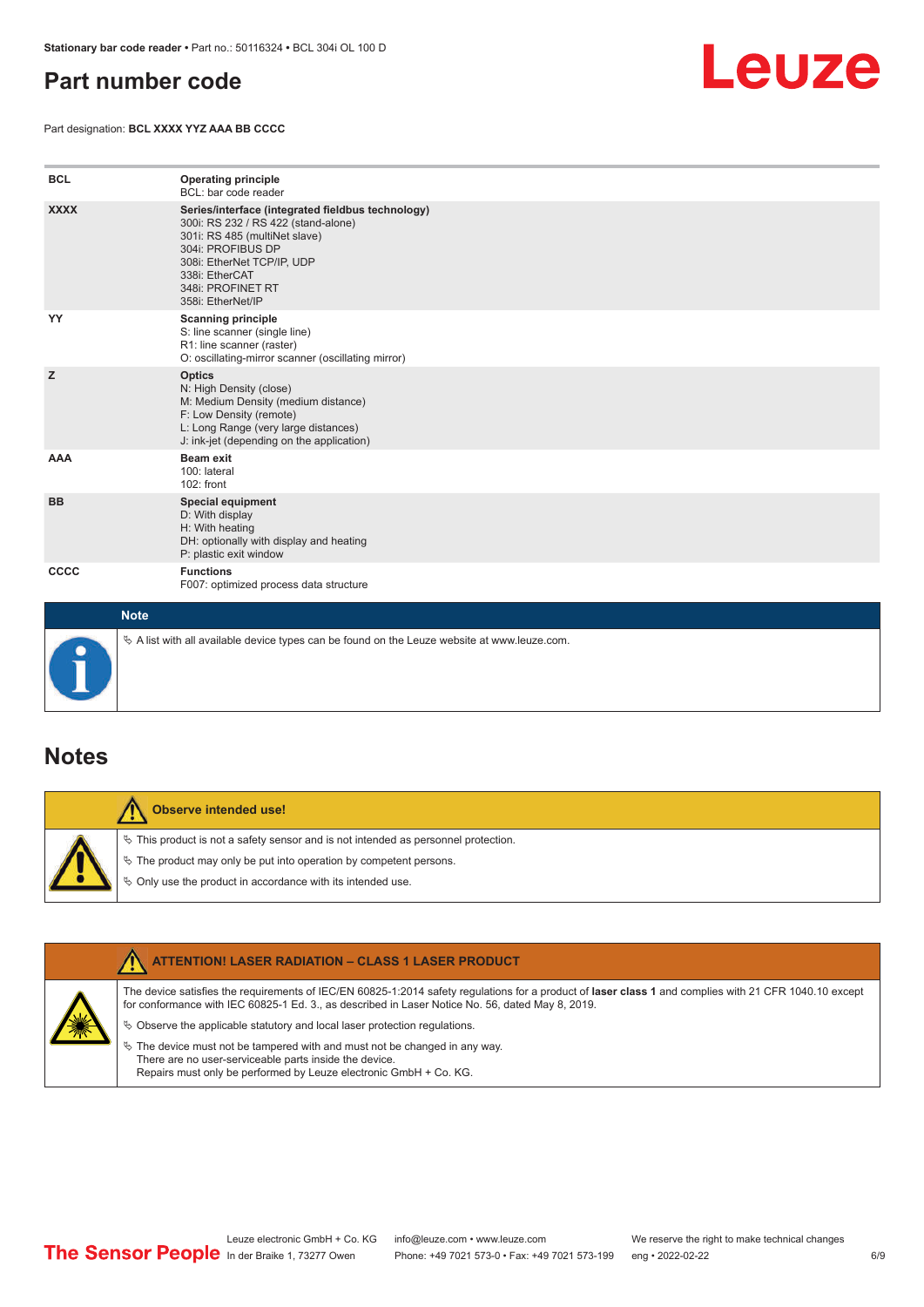# Part number code

Part designation: **BCL XXXX YYZ AAA BB CCCC**

| | |
|---|---|
| **BCL** | **Operating principle**<br>BCL: bar code reader |
| **XXXX** | **Series/interface (integrated fieldbus technology)**<br>300i: RS 232 / RS 422 (stand-alone)<br>301i: RS 485 (multiNet slave)<br>304i: PROFIBUS DP<br>308i: EtherNet TCP/IP, UDP<br>338i: EtherCAT<br>348i: PROFINET RT<br>358i: EtherNet/IP |
| **YY** | **Scanning principle**<br>S: line scanner (single line)<br>R1: line scanner (raster)<br>O: oscillating-mirror scanner (oscillating mirror) |
| **Z** | **Optics**<br>N: High Density (close)<br>M: Medium Density (medium distance)<br>F: Low Density (remote)<br>L: Long Range (very large distances)<br>J: ink-jet (depending on the application) |
| **AAA** | **Beam exit**<br>100: lateral<br>102: front |
| **BB** | **Special equipment**<br>D: With display<br>H: With heating<br>DH: optionally with display and heating<br>P: plastic exit window |
| **CCCC** | **Functions**<br>F007: optimized process data structure |

**Note**

- A list with all available device types can be found on the Leuze website at www.leuze.com.

# Notes

**Observe intended use!**

- This product is not a safety sensor and is not intended as personnel protection.
- The product may only be put into operation by competent persons.
- Only use the product in accordance with its intended use.

**ATTENTION! LASER RADIATION – CLASS 1 LASER PRODUCT**

The device satisfies the requirements of IEC/EN 60825-1:2014 safety regulations for a product of **laser class 1** and complies with 21 CFR 1040.10 except for conformance with IEC 60825-1 Ed. 3., as described in Laser Notice No. 56, dated May 8, 2019.

- Observe the applicable statutory and local laser protection regulations.
- The device must not be tampered with and must not be changed in any way.
  There are no user-serviceable parts inside the device.
  Repairs must only be performed by Leuze electronic GmbH + Co. KG.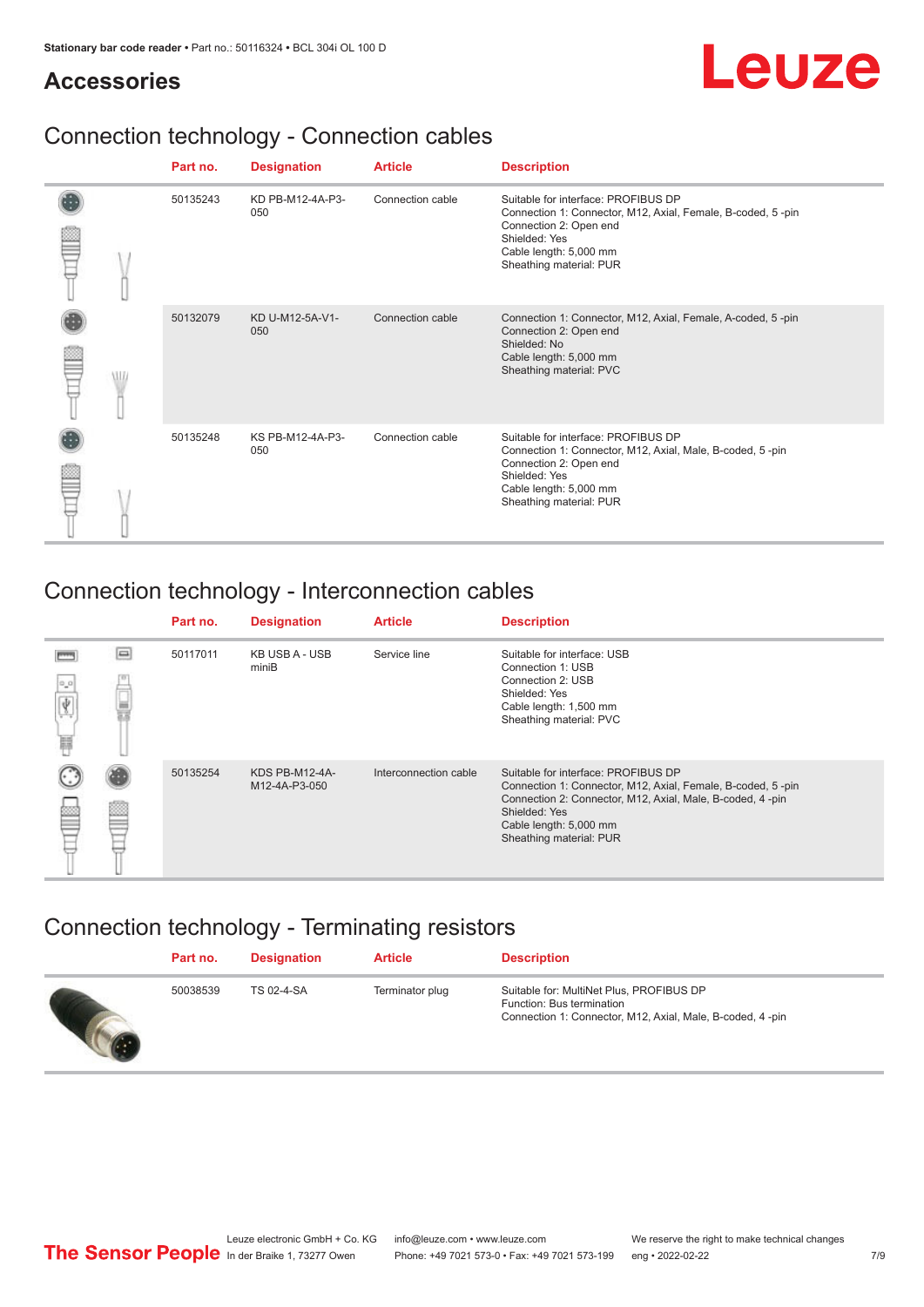## Accessories

### Connection technology - Connection cables

| Part no. | Designation | Article | Description |
|---|---|---|---|
| 50135243 | KD PB-M12-4A-P3-050 | Connection cable | Suitable for interface: PROFIBUS DP<br>Connection 1: Connector, M12, Axial, Female, B-coded, 5 -pin<br>Connection 2: Open end<br>Shielded: Yes<br>Cable length: 5,000 mm<br>Sheathing material: PUR |
| 50132079 | KD U-M12-5A-V1-050 | Connection cable | Connection 1: Connector, M12, Axial, Female, A-coded, 5 -pin<br>Connection 2: Open end<br>Shielded: No<br>Cable length: 5,000 mm<br>Sheathing material: PVC |
| 50135248 | KS PB-M12-4A-P3-050 | Connection cable | Suitable for interface: PROFIBUS DP<br>Connection 1: Connector, M12, Axial, Male, B-coded, 5 -pin<br>Connection 2: Open end<br>Shielded: Yes<br>Cable length: 5,000 mm<br>Sheathing material: PUR |

### Connection technology - Interconnection cables

| Part no. | Designation | Article | Description |
|---|---|---|---|
| 50117011 | KB USB A - USB miniB | Service line | Suitable for interface: USB<br>Connection 1: USB<br>Connection 2: USB<br>Shielded: Yes<br>Cable length: 1,500 mm<br>Sheathing material: PVC |
| 50135254 | KDS PB-M12-4A-M12-4A-P3-050 | Interconnection cable | Suitable for interface: PROFIBUS DP<br>Connection 1: Connector, M12, Axial, Female, B-coded, 5 -pin<br>Connection 2: Connector, M12, Axial, Male, B-coded, 4 -pin<br>Shielded: Yes<br>Cable length: 5,000 mm<br>Sheathing material: PUR |

### Connection technology - Terminating resistors

| Part no. | Designation | Article | Description |
|---|---|---|---|
| 50038539 | TS 02-4-SA | Terminator plug | Suitable for: MultiNet Plus, PROFIBUS DP<br>Function: Bus termination<br>Connection 1: Connector, M12, Axial, Male, B-coded, 4 -pin |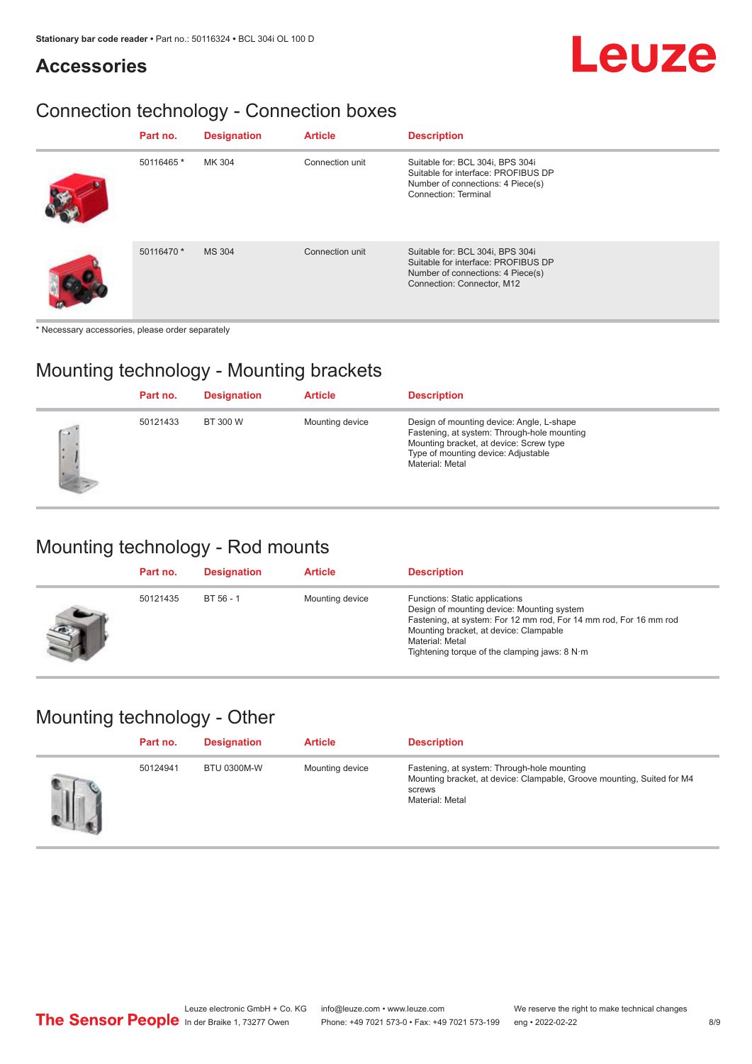## Accessories

### Connection technology - Connection boxes

| Part no. | Designation | Article | Description |
|---|---|---|---|
| 50116465 * | MK 304 | Connection unit | Suitable for: BCL 304i, BPS 304i<br>Suitable for interface: PROFIBUS DP<br>Number of connections: 4 Piece(s)<br>Connection: Terminal |
| 50116470 * | MS 304 | Connection unit | Suitable for: BCL 304i, BPS 304i<br>Suitable for interface: PROFIBUS DP<br>Number of connections: 4 Piece(s)<br>Connection: Connector, M12 |

* Necessary accessories, please order separately

### Mounting technology - Mounting brackets

| Part no. | Designation | Article | Description |
|---|---|---|---|
| 50121433 | BT 300 W | Mounting device | Design of mounting device: Angle, L-shape<br>Fastening, at system: Through-hole mounting<br>Mounting bracket, at device: Screw type<br>Type of mounting device: Adjustable<br>Material: Metal |

### Mounting technology - Rod mounts

| Part no. | Designation | Article | Description |
|---|---|---|---|
| 50121435 | BT 56 - 1 | Mounting device | Functions: Static applications<br>Design of mounting device: Mounting system<br>Fastening, at system: For 12 mm rod, For 14 mm rod, For 16 mm rod<br>Mounting bracket, at device: Clampable<br>Material: Metal<br>Tightening torque of the clamping jaws: 8 N·m |

### Mounting technology - Other

| Part no. | Designation | Article | Description |
|---|---|---|---|
| 50124941 | BTU 0300M-W | Mounting device | Fastening, at system: Through-hole mounting<br>Mounting bracket, at device: Clampable, Groove mounting, Suited for M4 screws<br>Material: Metal |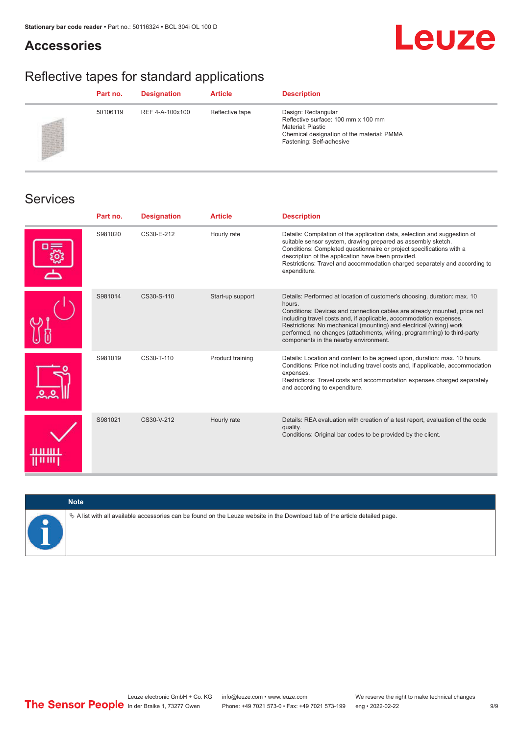## Accessories

# Reflective tapes for standard applications

| | Part no. | Designation | Article | Description |
|---|---|---|---|---|
| | 50106119 | REF 4-A-100x100 | Reflective tape | Design: Rectangular<br>Reflective surface: 100 mm x 100 mm<br>Material: Plastic<br>Chemical designation of the material: PMMA<br>Fastening: Self-adhesive |

# Services

| | Part no. | Designation | Article | Description |
|---|---|---|---|---|
| | S981020 | CS30-E-212 | Hourly rate | Details: Compilation of the application data, selection and suggestion of suitable sensor system, drawing prepared as assembly sketch.<br>Conditions: Completed questionnaire or project specifications with a description of the application have been provided.<br>Restrictions: Travel and accommodation charged separately and according to expenditure. |
| | S981014 | CS30-S-110 | Start-up support | Details: Performed at location of customer's choosing, duration: max. 10 hours.<br>Conditions: Devices and connection cables are already mounted, price not including travel costs and, if applicable, accommodation expenses.<br>Restrictions: No mechanical (mounting) and electrical (wiring) work performed, no changes (attachments, wiring, programming) to third-party components in the nearby environment. |
| | S981019 | CS30-T-110 | Product training | Details: Location and content to be agreed upon, duration: max. 10 hours.<br>Conditions: Price not including travel costs and, if applicable, accommodation expenses.<br>Restrictions: Travel costs and accommodation expenses charged separately and according to expenditure. |
| | S981021 | CS30-V-212 | Hourly rate | Details: REA evaluation with creation of a test report, evaluation of the code quality.<br>Conditions: Original bar codes to be provided by the client. |

**Note**

A list with all available accessories can be found on the Leuze website in the Download tab of the article detailed page.